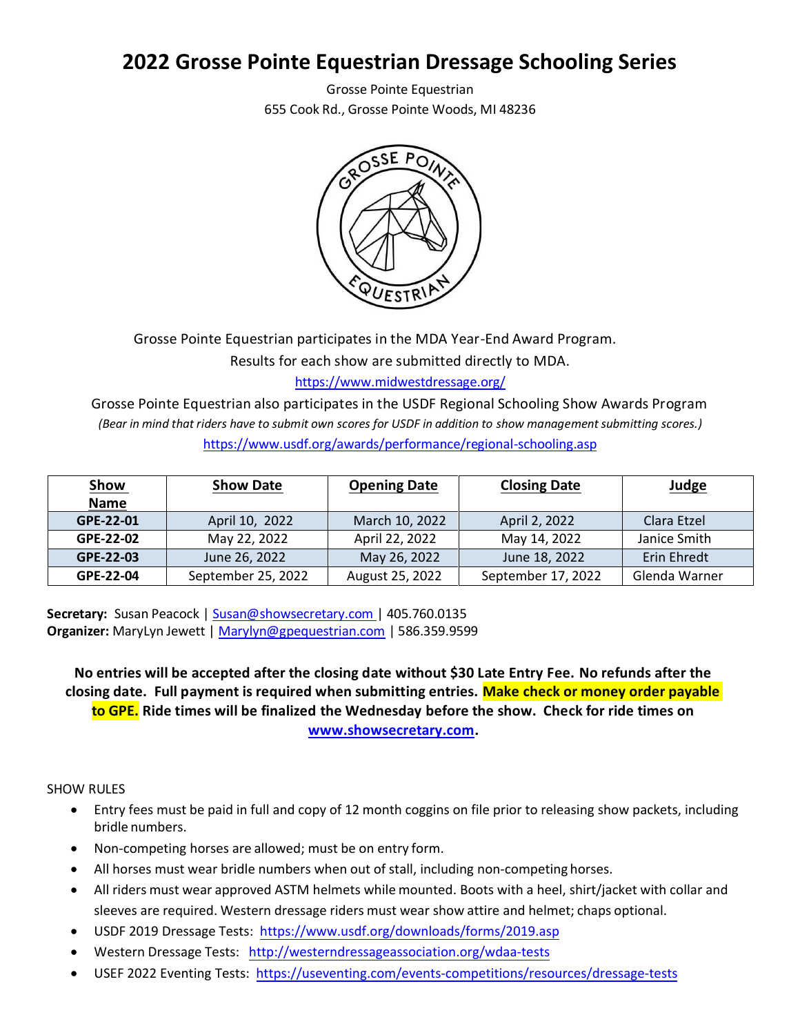# 2022 Grosse Pointe Equestrian Dressage Schooling Series

Grosse Pointe Equestrian
655 Cook Rd., Grosse Pointe Woods, MI 48236

Grosse Pointe Equestrian participates in the MDA Year-End Award Program.
Results for each show are submitted directly to MDA.
https://www.midwestdressage.org/

Grosse Pointe Equestrian also participates in the USDF Regional Schooling Show Awards Program
*(Bear in mind that riders have to submit own scores for USDF in addition to show management submitting scores.)*
https://www.usdf.org/awards/performance/regional-schooling.asp

| Show Name | Show Date | Opening Date | Closing Date | Judge |
|---|---|---|---|---|
| GPE-22-01 | April 10, 2022 | March 10, 2022 | April 2, 2022 | Clara Etzel |
| GPE-22-02 | May 22, 2022 | April 22, 2022 | May 14, 2022 | Janice Smith |
| GPE-22-03 | June 26, 2022 | May 26, 2022 | June 18, 2022 | Erin Ehredt |
| GPE-22-04 | September 25, 2022 | August 25, 2022 | September 17, 2022 | Glenda Warner |

**Secretary:** Susan Peacock | Susan@showsecretary.com | 405.760.0135
**Organizer:** MaryLyn Jewett | Marylyn@gpequestrian.com | 586.359.9599

**No entries will be accepted after the closing date without $30 Late Entry Fee. No refunds after the closing date. Full payment is required when submitting entries. Make check or money order payable to GPE. Ride times will be finalized the Wednesday before the show. Check for ride times on www.showsecretary.com.**

SHOW RULES

- Entry fees must be paid in full and copy of 12 month coggins on file prior to releasing show packets, including bridle numbers.
- Non-competing horses are allowed; must be on entry form.
- All horses must wear bridle numbers when out of stall, including non-competing horses.
- All riders must wear approved ASTM helmets while mounted. Boots with a heel, shirt/jacket with collar and sleeves are required. Western dressage riders must wear show attire and helmet; chaps optional.
- USDF 2019 Dressage Tests: https://www.usdf.org/downloads/forms/2019.asp
- Western Dressage Tests: http://westerndressageassociation.org/wdaa-tests
- USEF 2022 Eventing Tests: https://useventing.com/events-competitions/resources/dressage-tests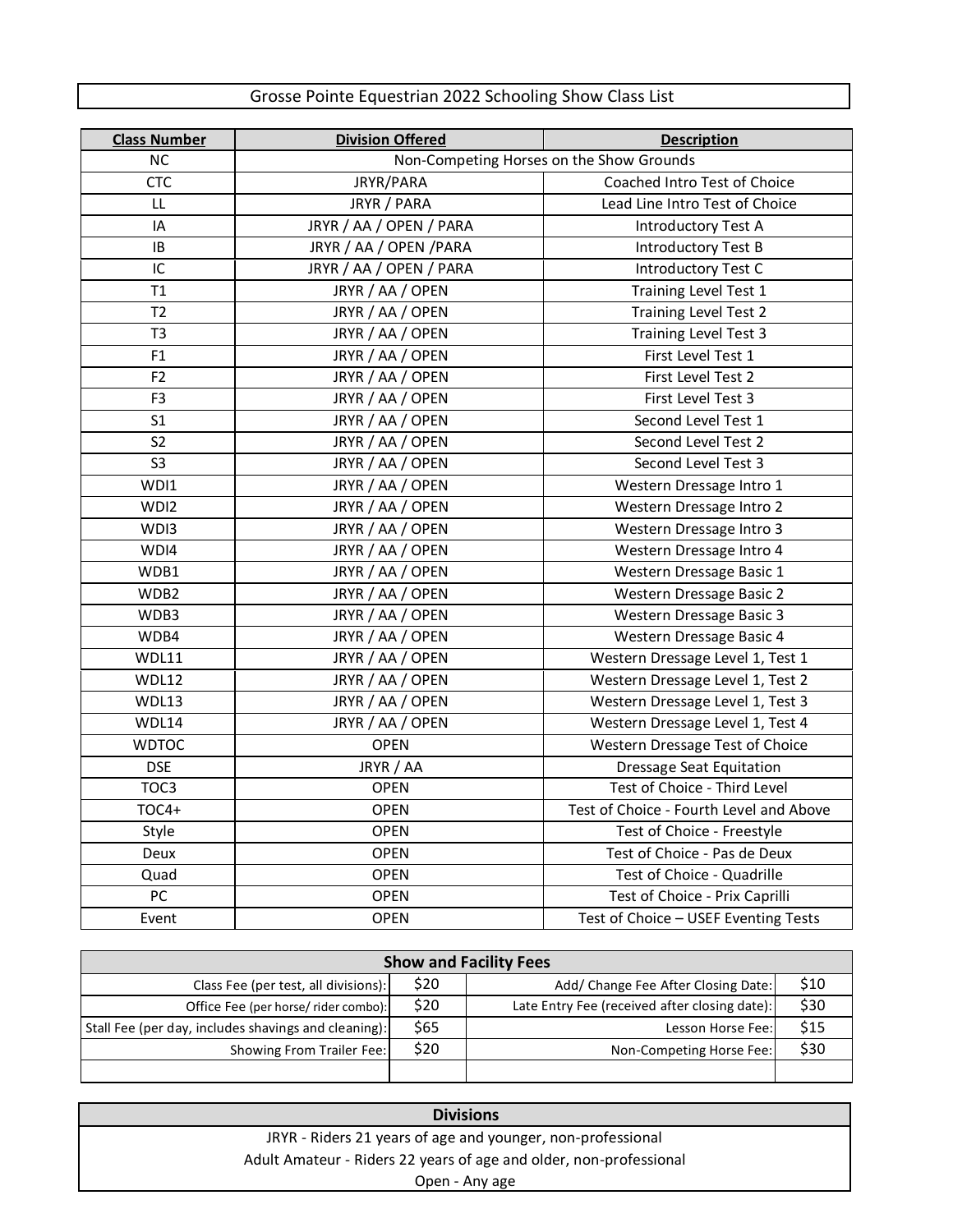# Grosse Pointe Equestrian 2022 Schooling Show Class List

| **Class Number** | **Division Offered** | **Description** |
|---|---|---|
| NC | Non-Competing Horses on the Show Grounds | |
| CTC | JRYR/PARA | Coached Intro Test of Choice |
| LL | JRYR / PARA | Lead Line Intro Test of Choice |
| IA | JRYR / AA / OPEN / PARA | Introductory Test A |
| IB | JRYR / AA / OPEN /PARA | Introductory Test B |
| IC | JRYR / AA / OPEN / PARA | Introductory Test C |
| T1 | JRYR / AA / OPEN | Training Level Test 1 |
| T2 | JRYR / AA / OPEN | Training Level Test 2 |
| T3 | JRYR / AA / OPEN | Training Level Test 3 |
| F1 | JRYR / AA / OPEN | First Level Test 1 |
| F2 | JRYR / AA / OPEN | First Level Test 2 |
| F3 | JRYR / AA / OPEN | First Level Test 3 |
| S1 | JRYR / AA / OPEN | Second Level Test 1 |
| S2 | JRYR / AA / OPEN | Second Level Test 2 |
| S3 | JRYR / AA / OPEN | Second Level Test 3 |
| WDI1 | JRYR / AA / OPEN | Western Dressage Intro 1 |
| WDI2 | JRYR / AA / OPEN | Western Dressage Intro 2 |
| WDI3 | JRYR / AA / OPEN | Western Dressage Intro 3 |
| WDI4 | JRYR / AA / OPEN | Western Dressage Intro 4 |
| WDB1 | JRYR / AA / OPEN | Western Dressage Basic 1 |
| WDB2 | JRYR / AA / OPEN | Western Dressage Basic 2 |
| WDB3 | JRYR / AA / OPEN | Western Dressage Basic 3 |
| WDB4 | JRYR / AA / OPEN | Western Dressage Basic 4 |
| WDL11 | JRYR / AA / OPEN | Western Dressage Level 1, Test 1 |
| WDL12 | JRYR / AA / OPEN | Western Dressage Level 1, Test 2 |
| WDL13 | JRYR / AA / OPEN | Western Dressage Level 1, Test 3 |
| WDL14 | JRYR / AA / OPEN | Western Dressage Level 1, Test 4 |
| WDTOC | OPEN | Western Dressage Test of Choice |
| DSE | JRYR / AA | Dressage Seat Equitation |
| TOC3 | OPEN | Test of Choice - Third Level |
| TOC4+ | OPEN | Test of Choice - Fourth Level and Above |
| Style | OPEN | Test of Choice - Freestyle |
| Deux | OPEN | Test of Choice - Pas de Deux |
| Quad | OPEN | Test of Choice - Quadrille |
| PC | OPEN | Test of Choice - Prix Caprilli |
| Event | OPEN | Test of Choice – USEF Eventing Tests |

| **Show and Facility Fees** | | | |
|---|---|---|---|
| Class Fee (per test, all divisions): | $20 | Add/ Change Fee After Closing Date: | $10 |
| Office Fee (per horse/ rider combo): | $20 | Late Entry Fee (received after closing date): | $30 |
| Stall Fee (per day, includes shavings and cleaning): | $65 | Lesson Horse Fee: | $15 |
| Showing From Trailer Fee: | $20 | Non-Competing Horse Fee: | $30 |
| | | | |

| **Divisions** |
|---|
| JRYR - Riders 21 years of age and younger, non-professional |
| Adult Amateur - Riders 22 years of age and older, non-professional |
| Open - Any age |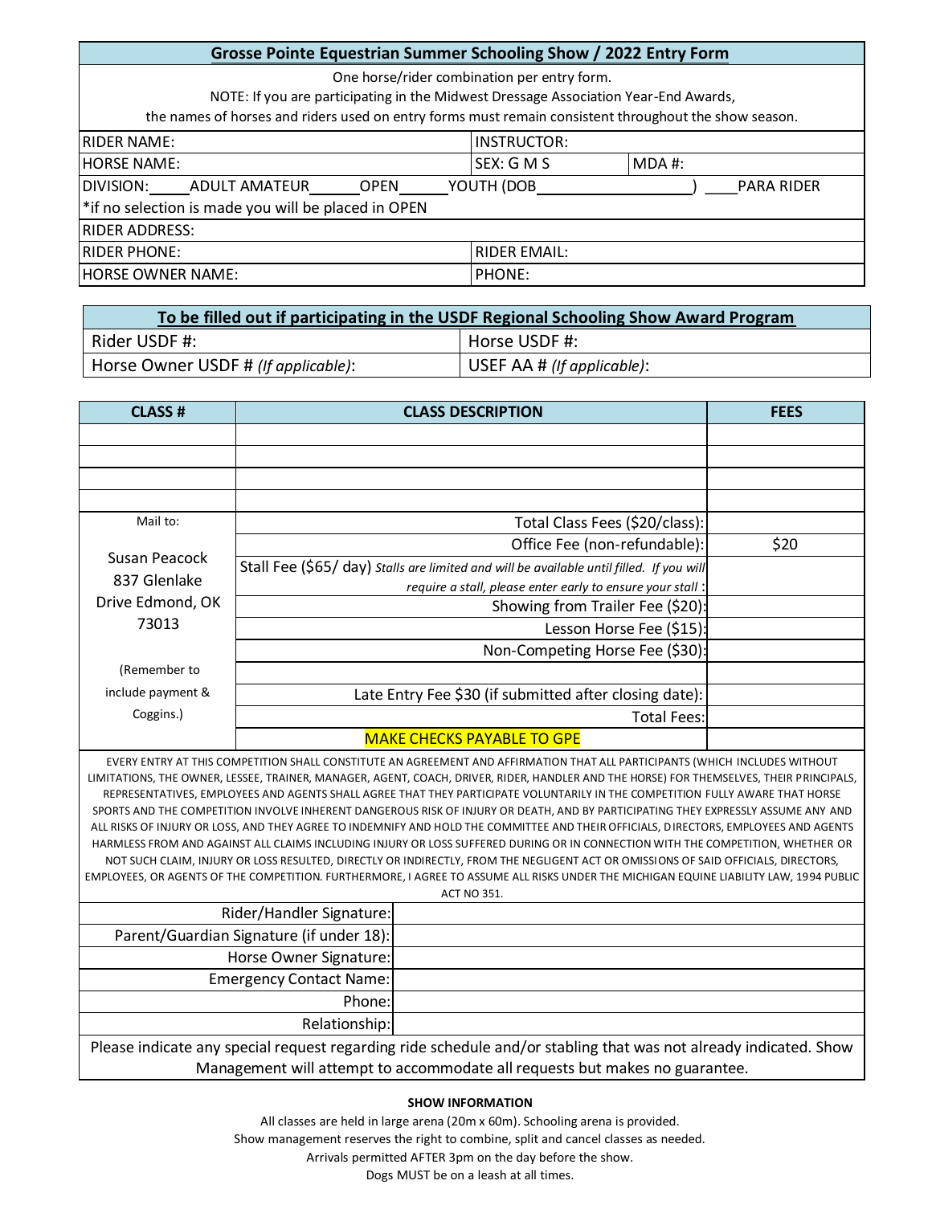## Grosse Pointe Equestrian Summer Schooling Show / 2022 Entry Form

One horse/rider combination per entry form.
NOTE: If you are participating in the Midwest Dressage Association Year-End Awards,
the names of horses and riders used on entry forms must remain consistent throughout the show season.

| | | |
|---|---|---|
| RIDER NAME: | INSTRUCTOR: | |
| HORSE NAME: | SEX: G M S | MDA #: |

DIVISION:_____ADULT AMATEUR______OPEN______YOUTH (DOB__________________) ____PARA RIDER

*if no selection is made you will be placed in OPEN

| | |
|---|---|
| RIDER ADDRESS: | |
| RIDER PHONE: | RIDER EMAIL: |
| HORSE OWNER NAME: | PHONE: |

### To be filled out if participating in the USDF Regional Schooling Show Award Program

| | |
|---|---|
| Rider USDF #: | Horse USDF #: |
| Horse Owner USDF # *(If applicable)*: | USEF AA # *(If applicable)*: |

| CLASS # | CLASS DESCRIPTION | FEES |
|---|---|---|
| | | |
| | | |
| | | |
| | | |
| Mail to: | Total Class Fees ($20/class): | |
| Susan Peacock 837 Glenlake Drive Edmond, OK 73013 | Office Fee (non-refundable): | $20 |
| | Stall Fee ($65/ day) *Stalls are limited and will be available until filled. If you will require a stall, please enter early to ensure your stall* : | |
| | Showing from Trailer Fee ($20): | |
| | Lesson Horse Fee ($15): | |
| | Non-Competing Horse Fee ($30): | |
| (Remember to include payment & Coggins.) | | |
| | Late Entry Fee $30 (if submitted after closing date): | |
| | Total Fees: | |
| | MAKE CHECKS PAYABLE TO GPE | |

EVERY ENTRY AT THIS COMPETITION SHALL CONSTITUTE AN AGREEMENT AND AFFIRMATION THAT ALL PARTICIPANTS (WHICH INCLUDES WITHOUT LIMITATIONS, THE OWNER, LESSEE, TRAINER, MANAGER, AGENT, COACH, DRIVER, RIDER, HANDLER AND THE HORSE) FOR THEMSELVES, THEIR PRINCIPALS, REPRESENTATIVES, EMPLOYEES AND AGENTS SHALL AGREE THAT THEY PARTICIPATE VOLUNTARILY IN THE COMPETITION FULLY AWARE THAT HORSE SPORTS AND THE COMPETITION INVOLVE INHERENT DANGEROUS RISK OF INJURY OR DEATH, AND BY PARTICIPATING THEY EXPRESSLY ASSUME ANY AND ALL RISKS OF INJURY OR LOSS, AND THEY AGREE TO INDEMNIFY AND HOLD THE COMMITTEE AND THEIR OFFICIALS, DIRECTORS, EMPLOYEES AND AGENTS HARMLESS FROM AND AGAINST ALL CLAIMS INCLUDING INJURY OR LOSS SUFFERED DURING OR IN CONNECTION WITH THE COMPETITION, WHETHER OR NOT SUCH CLAIM, INJURY OR LOSS RESULTED, DIRECTLY OR INDIRECTLY, FROM THE NEGLIGENT ACT OR OMISSIONS OF SAID OFFICIALS, DIRECTORS, EMPLOYEES, OR AGENTS OF THE COMPETITION. FURTHERMORE, I AGREE TO ASSUME ALL RISKS UNDER THE MICHIGAN EQUINE LIABILITY LAW, 1994 PUBLIC ACT NO 351.

| | |
|---|---|
| Rider/Handler Signature: | |
| Parent/Guardian Signature (if under 18): | |
| Horse Owner Signature: | |
| Emergency Contact Name: | |
| Phone: | |
| Relationship: | |

Please indicate any special request regarding ride schedule and/or stabling that was not already indicated. Show Management will attempt to accommodate all requests but makes no guarantee.

**SHOW INFORMATION**

All classes are held in large arena (20m x 60m). Schooling arena is provided.
Show management reserves the right to combine, split and cancel classes as needed.
Arrivals permitted AFTER 3pm on the day before the show.
Dogs MUST be on a leash at all times.